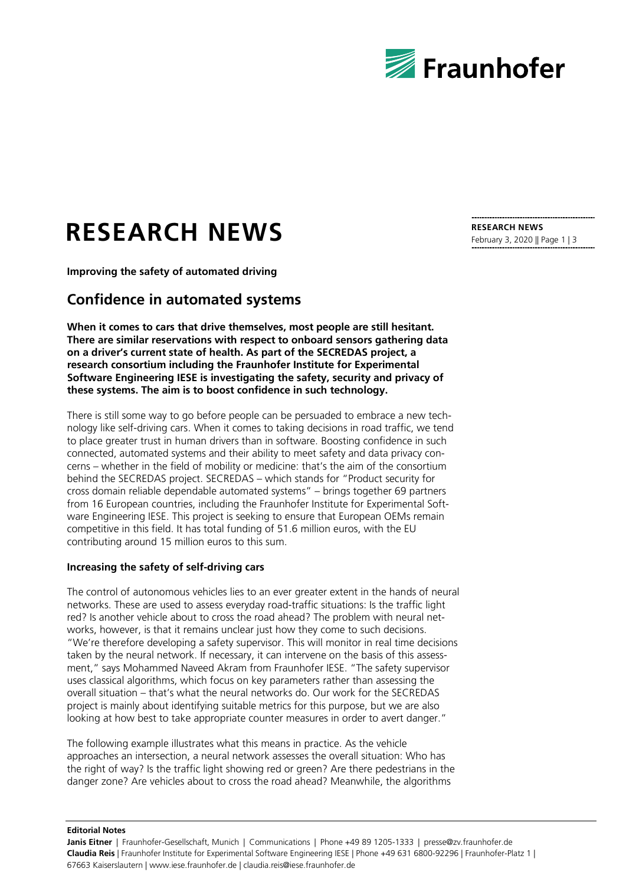# RESEARCH NEWS

**Improving the safety of automated driving**

## Confidence in automated systems

**When it comes to cars that drive themselves, most people are still hesitant. There are similar reservations with respect to onboard sensors gathering data on a driver's current state of health. As part of the SECREDAS project, a research consortium including the Fraunhofer Institute for Experimental Software Engineering IESE is investigating the safety, security and privacy of these systems. The aim is to boost confidence in such technology.**

There is still some way to go before people can be persuaded to embrace a new technology like self-driving cars. When it comes to taking decisions in road traffic, we tend to place greater trust in human drivers than in software. Boosting confidence in such connected, automated systems and their ability to meet safety and data privacy concerns – whether in the field of mobility or medicine: that's the aim of the consortium behind the SECREDAS project. SECREDAS – which stands for "Product security for cross domain reliable dependable automated systems" – brings together 69 partners from 16 European countries, including the Fraunhofer Institute for Experimental Software Engineering IESE. This project is seeking to ensure that European OEMs remain competitive in this field. It has total funding of 51.6 million euros, with the EU contributing around 15 million euros to this sum.

### Increasing the safety of self-driving cars

The control of autonomous vehicles lies to an ever greater extent in the hands of neural networks. These are used to assess everyday road-traffic situations: Is the traffic light red? Is another vehicle about to cross the road ahead? The problem with neural networks, however, is that it remains unclear just how they come to such decisions. "We're therefore developing a safety supervisor. This will monitor in real time decisions taken by the neural network. If necessary, it can intervene on the basis of this assessment," says Mohammed Naveed Akram from Fraunhofer IESE. "The safety supervisor uses classical algorithms, which focus on key parameters rather than assessing the overall situation – that's what the neural networks do. Our work for the SECREDAS project is mainly about identifying suitable metrics for this purpose, but we are also looking at how best to take appropriate counter measures in order to avert danger."

The following example illustrates what this means in practice. As the vehicle approaches an intersection, a neural network assesses the overall situation: Who has the right of way? Is the traffic light showing red or green? Are there pedestrians in the danger zone? Are vehicles about to cross the road ahead? Meanwhile, the algorithms

**Editorial Notes**

**Janis Eitner** | Fraunhofer-Gesellschaft, Munich | Communications | Phone +49 89 1205-1333 | presse@zv.fraunhofer.de
**Claudia Reis** | Fraunhofer Institute for Experimental Software Engineering IESE | Phone +49 631 6800-92296 | Fraunhofer-Platz 1 | 67663 Kaiserslautern | www.iese.fraunhofer.de | claudia.reis@iese.fraunhofer.de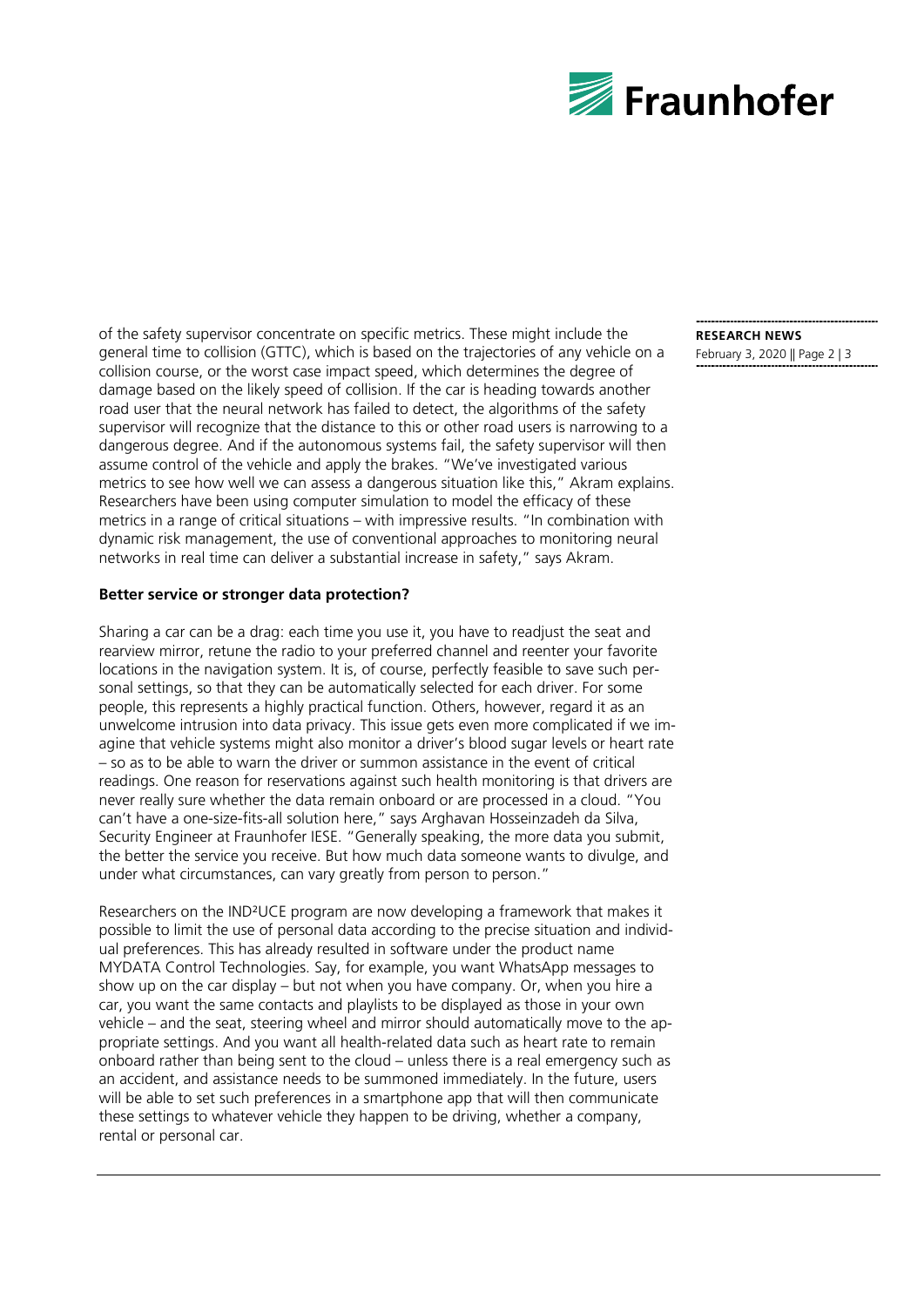of the safety supervisor concentrate on specific metrics. These might include the general time to collision (GTTC), which is based on the trajectories of any vehicle on a collision course, or the worst case impact speed, which determines the degree of damage based on the likely speed of collision. If the car is heading towards another road user that the neural network has failed to detect, the algorithms of the safety supervisor will recognize that the distance to this or other road users is narrowing to a dangerous degree. And if the autonomous systems fail, the safety supervisor will then assume control of the vehicle and apply the brakes. "We've investigated various metrics to see how well we can assess a dangerous situation like this," Akram explains. Researchers have been using computer simulation to model the efficacy of these metrics in a range of critical situations – with impressive results. "In combination with dynamic risk management, the use of conventional approaches to monitoring neural networks in real time can deliver a substantial increase in safety," says Akram.

**Better service or stronger data protection?**

Sharing a car can be a drag: each time you use it, you have to readjust the seat and rearview mirror, retune the radio to your preferred channel and reenter your favorite locations in the navigation system. It is, of course, perfectly feasible to save such personal settings, so that they can be automatically selected for each driver. For some people, this represents a highly practical function. Others, however, regard it as an unwelcome intrusion into data privacy. This issue gets even more complicated if we imagine that vehicle systems might also monitor a driver's blood sugar levels or heart rate – so as to be able to warn the driver or summon assistance in the event of critical readings. One reason for reservations against such health monitoring is that drivers are never really sure whether the data remain onboard or are processed in a cloud. "You can't have a one-size-fits-all solution here," says Arghavan Hosseinzadeh da Silva, Security Engineer at Fraunhofer IESE. "Generally speaking, the more data you submit, the better the service you receive. But how much data someone wants to divulge, and under what circumstances, can vary greatly from person to person."

Researchers on the IND²UCE program are now developing a framework that makes it possible to limit the use of personal data according to the precise situation and individual preferences. This has already resulted in software under the product name MYDATA Control Technologies. Say, for example, you want WhatsApp messages to show up on the car display – but not when you have company. Or, when you hire a car, you want the same contacts and playlists to be displayed as those in your own vehicle – and the seat, steering wheel and mirror should automatically move to the appropriate settings. And you want all health-related data such as heart rate to remain onboard rather than being sent to the cloud – unless there is a real emergency such as an accident, and assistance needs to be summoned immediately. In the future, users will be able to set such preferences in a smartphone app that will then communicate these settings to whatever vehicle they happen to be driving, whether a company, rental or personal car.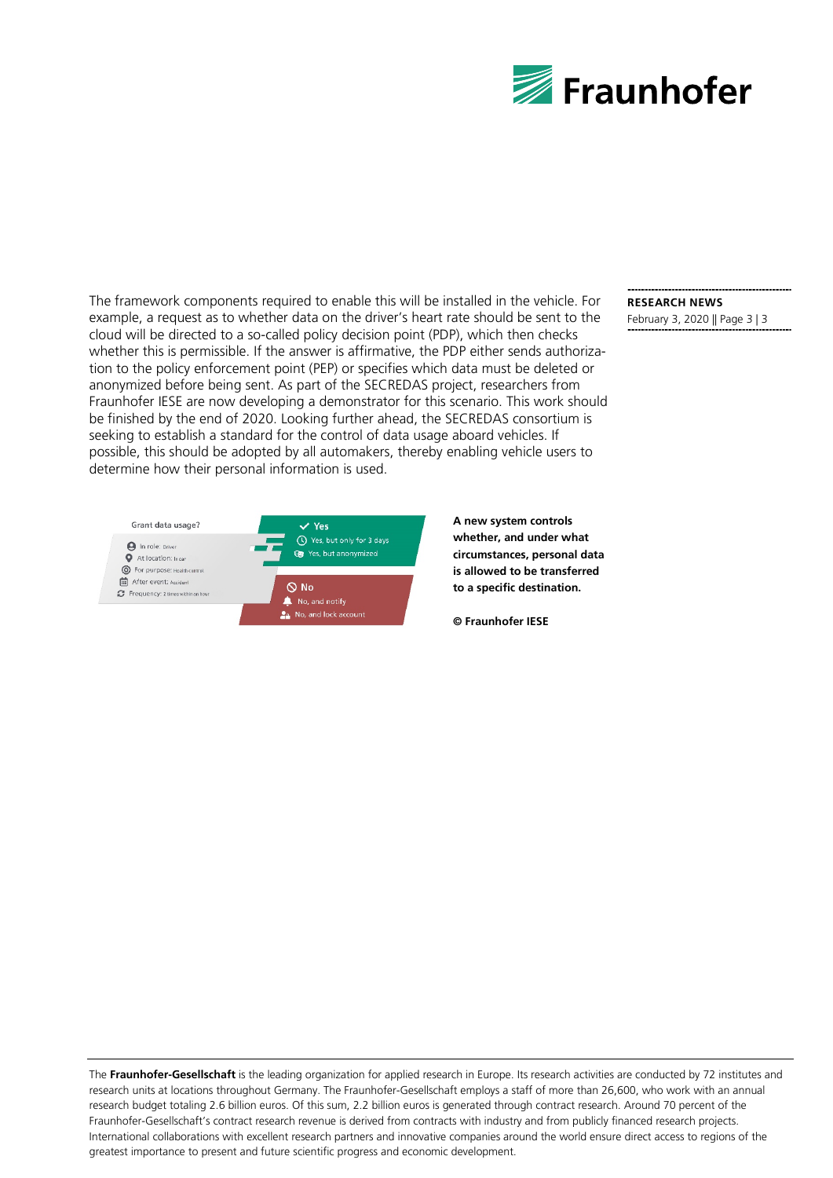The framework components required to enable this will be installed in the vehicle. For example, a request as to whether data on the driver's heart rate should be sent to the cloud will be directed to a so-called policy decision point (PDP), which then checks whether this is permissible. If the answer is affirmative, the PDP either sends authorization to the policy enforcement point (PEP) or specifies which data must be deleted or anonymized before being sent. As part of the SECREDAS project, researchers from Fraunhofer IESE are now developing a demonstrator for this scenario. This work should be finished by the end of 2020. Looking further ahead, the SECREDAS consortium is seeking to establish a standard for the control of data usage aboard vehicles. If possible, this should be adopted by all automakers, thereby enabling vehicle users to determine how their personal information is used.

Grant data usage?

In role: Driver
At location: In car
For purpose: Health control
After event: Accident
Frequency: 2 times within an hour

Yes
Yes, but only for 3 days
Yes, but anonymized

No
No, and notify
No, and lock account

**A new system controls whether, and under what circumstances, personal data is allowed to be transferred to a specific destination.**

**© Fraunhofer IESE**

The **Fraunhofer-Gesellschaft** is the leading organization for applied research in Europe. Its research activities are conducted by 72 institutes and research units at locations throughout Germany. The Fraunhofer-Gesellschaft employs a staff of more than 26,600, who work with an annual research budget totaling 2.6 billion euros. Of this sum, 2.2 billion euros is generated through contract research. Around 70 percent of the Fraunhofer-Gesellschaft's contract research revenue is derived from contracts with industry and from publicly financed research projects. International collaborations with excellent research partners and innovative companies around the world ensure direct access to regions of the greatest importance to present and future scientific progress and economic development.